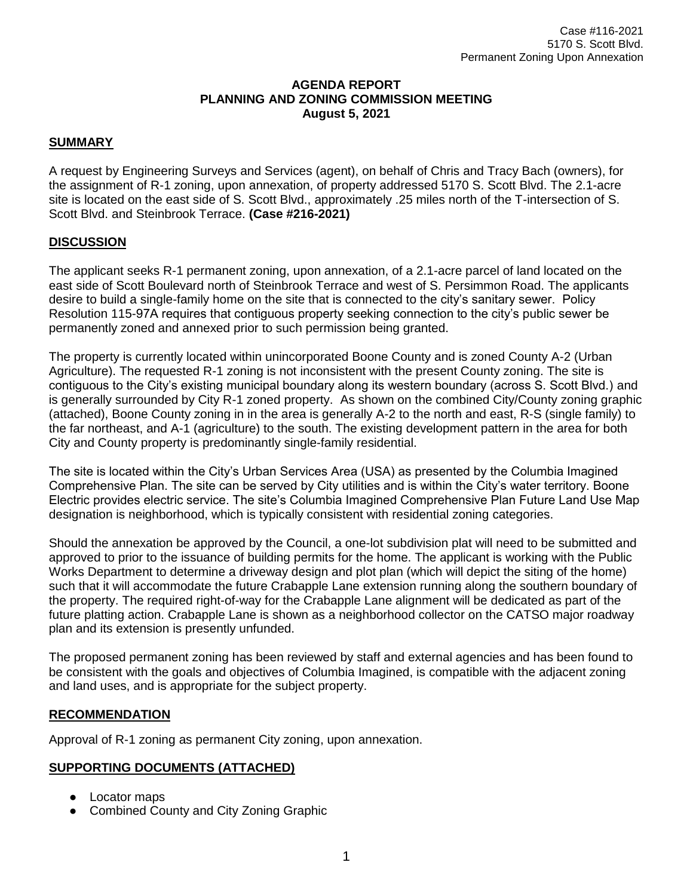Case #116-2021
5170 S. Scott Blvd.
Permanent Zoning Upon Annexation

**AGENDA REPORT**
**PLANNING AND ZONING COMMISSION MEETING**
**August 5, 2021**

## SUMMARY

A request by Engineering Surveys and Services (agent), on behalf of Chris and Tracy Bach (owners), for the assignment of R-1 zoning, upon annexation, of property addressed 5170 S. Scott Blvd. The 2.1-acre site is located on the east side of S. Scott Blvd., approximately .25 miles north of the T-intersection of S. Scott Blvd. and Steinbrook Terrace. **(Case #216-2021)**

## DISCUSSION

The applicant seeks R-1 permanent zoning, upon annexation, of a 2.1-acre parcel of land located on the east side of Scott Boulevard north of Steinbrook Terrace and west of S. Persimmon Road. The applicants desire to build a single-family home on the site that is connected to the city's sanitary sewer. Policy Resolution 115-97A requires that contiguous property seeking connection to the city's public sewer be permanently zoned and annexed prior to such permission being granted.

The property is currently located within unincorporated Boone County and is zoned County A-2 (Urban Agriculture). The requested R-1 zoning is not inconsistent with the present County zoning. The site is contiguous to the City's existing municipal boundary along its western boundary (across S. Scott Blvd.) and is generally surrounded by City R-1 zoned property. As shown on the combined City/County zoning graphic (attached), Boone County zoning in in the area is generally A-2 to the north and east, R-S (single family) to the far northeast, and A-1 (agriculture) to the south. The existing development pattern in the area for both City and County property is predominantly single-family residential.

The site is located within the City's Urban Services Area (USA) as presented by the Columbia Imagined Comprehensive Plan. The site can be served by City utilities and is within the City's water territory. Boone Electric provides electric service. The site's Columbia Imagined Comprehensive Plan Future Land Use Map designation is neighborhood, which is typically consistent with residential zoning categories.

Should the annexation be approved by the Council, a one-lot subdivision plat will need to be submitted and approved to prior to the issuance of building permits for the home. The applicant is working with the Public Works Department to determine a driveway design and plot plan (which will depict the siting of the home) such that it will accommodate the future Crabapple Lane extension running along the southern boundary of the property. The required right-of-way for the Crabapple Lane alignment will be dedicated as part of the future platting action. Crabapple Lane is shown as a neighborhood collector on the CATSO major roadway plan and its extension is presently unfunded.

The proposed permanent zoning has been reviewed by staff and external agencies and has been found to be consistent with the goals and objectives of Columbia Imagined, is compatible with the adjacent zoning and land uses, and is appropriate for the subject property.

## RECOMMENDATION

Approval of R-1 zoning as permanent City zoning, upon annexation.

## SUPPORTING DOCUMENTS (ATTACHED)

- Locator maps
- Combined County and City Zoning Graphic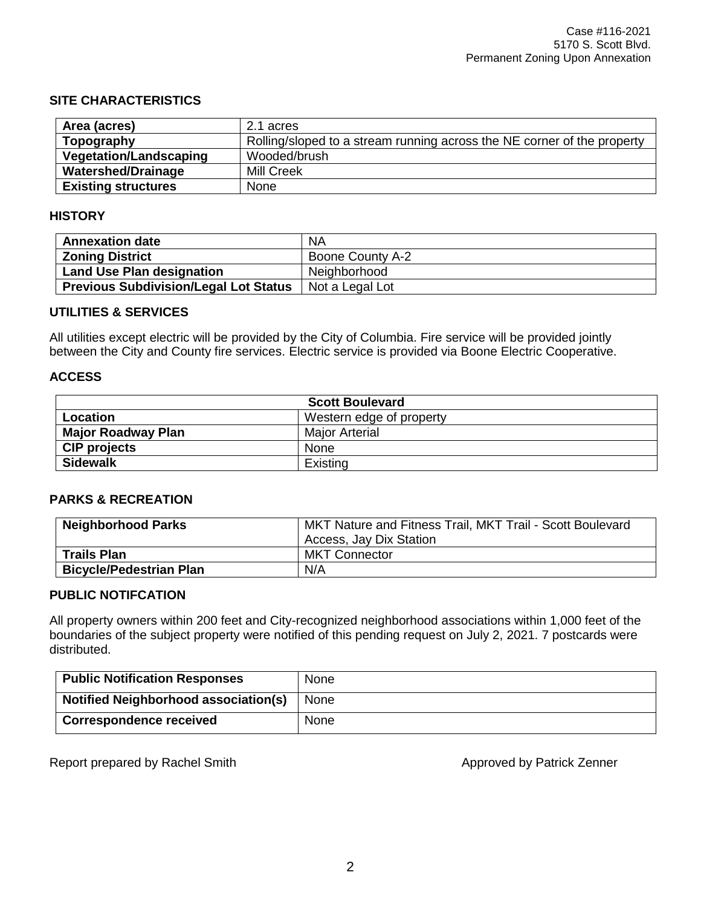## SITE CHARACTERISTICS

| | |
|---|---|
| **Area (acres)** | 2.1 acres |
| **Topography** | Rolling/sloped to a stream running across the NE corner of the property |
| **Vegetation/Landscaping** | Wooded/brush |
| **Watershed/Drainage** | Mill Creek |
| **Existing structures** | None |

## HISTORY

| | |
|---|---|
| **Annexation date** | NA |
| **Zoning District** | Boone County A-2 |
| **Land Use Plan designation** | Neighborhood |
| **Previous Subdivision/Legal Lot Status** | Not a Legal Lot |

## UTILITIES & SERVICES

All utilities except electric will be provided by the City of Columbia. Fire service will be provided jointly between the City and County fire services. Electric service is provided via Boone Electric Cooperative.

## ACCESS

| **Scott Boulevard** | |
|---|---|
| **Location** | Western edge of property |
| **Major Roadway Plan** | Major Arterial |
| **CIP projects** | None |
| **Sidewalk** | Existing |

## PARKS & RECREATION

| | |
|---|---|
| **Neighborhood Parks** | MKT Nature and Fitness Trail, MKT Trail - Scott Boulevard Access, Jay Dix Station |
| **Trails Plan** | MKT Connector |
| **Bicycle/Pedestrian Plan** | N/A |

## PUBLIC NOTIFCATION

All property owners within 200 feet and City-recognized neighborhood associations within 1,000 feet of the boundaries of the subject property were notified of this pending request on July 2, 2021. 7 postcards were distributed.

| | |
|---|---|
| **Public Notification Responses** | None |
| **Notified Neighborhood association(s)** | None |
| **Correspondence received** | None |

Report prepared by Rachel Smith

Approved by Patrick Zenner